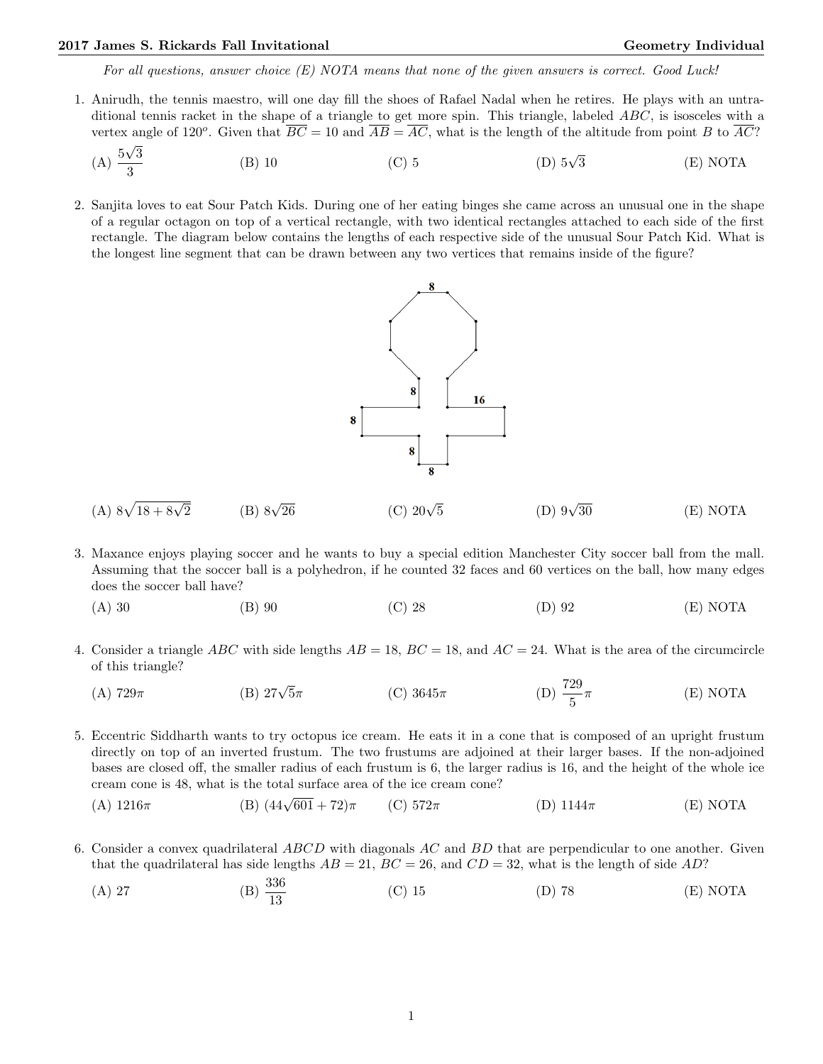## 2017 James S. Rickards Fall Invitational — Geometry Individual

*For all questions, answer choice (E) NOTA means that none of the given answers is correct. Good Luck!*

1. Anirudh, the tennis maestro, will one day fill the shoes of Rafael Nadal when he retires. He plays with an untraditional tennis racket in the shape of a triangle to get more spin. This triangle, labeled $ABC$, is isosceles with a vertex angle of $120^o$. Given that $\overline{BC} = 10$ and $\overline{AB} = \overline{AC}$, what is the length of the altitude from point $B$ to $\overline{AC}$?

   (A) $\frac{5\sqrt{3}}{3}$ (B) 10 (C) 5 (D) $5\sqrt{3}$ (E) NOTA

2. Sanjita loves to eat Sour Patch Kids. During one of her eating binges she came across an unusual one in the shape of a regular octagon on top of a vertical rectangle, with two identical rectangles attached to each side of the first rectangle. The diagram below contains the lengths of each respective side of the unusual Sour Patch Kid. What is the longest line segment that can be drawn between any two vertices that remains inside of the figure?

   (A) $8\sqrt{18+8\sqrt{2}}$ (B) $8\sqrt{26}$ (C) $20\sqrt{5}$ (D) $9\sqrt{30}$ (E) NOTA

3. Maxance enjoys playing soccer and he wants to buy a special edition Manchester City soccer ball from the mall. Assuming that the soccer ball is a polyhedron, if he counted 32 faces and 60 vertices on the ball, how many edges does the soccer ball have?

   (A) 30 (B) 90 (C) 28 (D) 92 (E) NOTA

4. Consider a triangle $ABC$ with side lengths $AB = 18$, $BC = 18$, and $AC = 24$. What is the area of the circumcircle of this triangle?

   (A) $729\pi$ (B) $27\sqrt{5}\pi$ (C) $3645\pi$ (D) $\frac{729}{5}\pi$ (E) NOTA

5. Eccentric Siddharth wants to try octopus ice cream. He eats it in a cone that is composed of an upright frustum directly on top of an inverted frustum. The two frustums are adjoined at their larger bases. If the non-adjoined bases are closed off, the smaller radius of each frustum is 6, the larger radius is 16, and the height of the whole ice cream cone is 48, what is the total surface area of the ice cream cone?

   (A) $1216\pi$ (B) $(44\sqrt{601}+72)\pi$ (C) $572\pi$ (D) $1144\pi$ (E) NOTA

6. Consider a convex quadrilateral $ABCD$ with diagonals $AC$ and $BD$ that are perpendicular to one another. Given that the quadrilateral has side lengths $AB = 21$, $BC = 26$, and $CD = 32$, what is the length of side $AD$?

   (A) 27 (B) $\frac{336}{13}$ (C) 15 (D) 78 (E) NOTA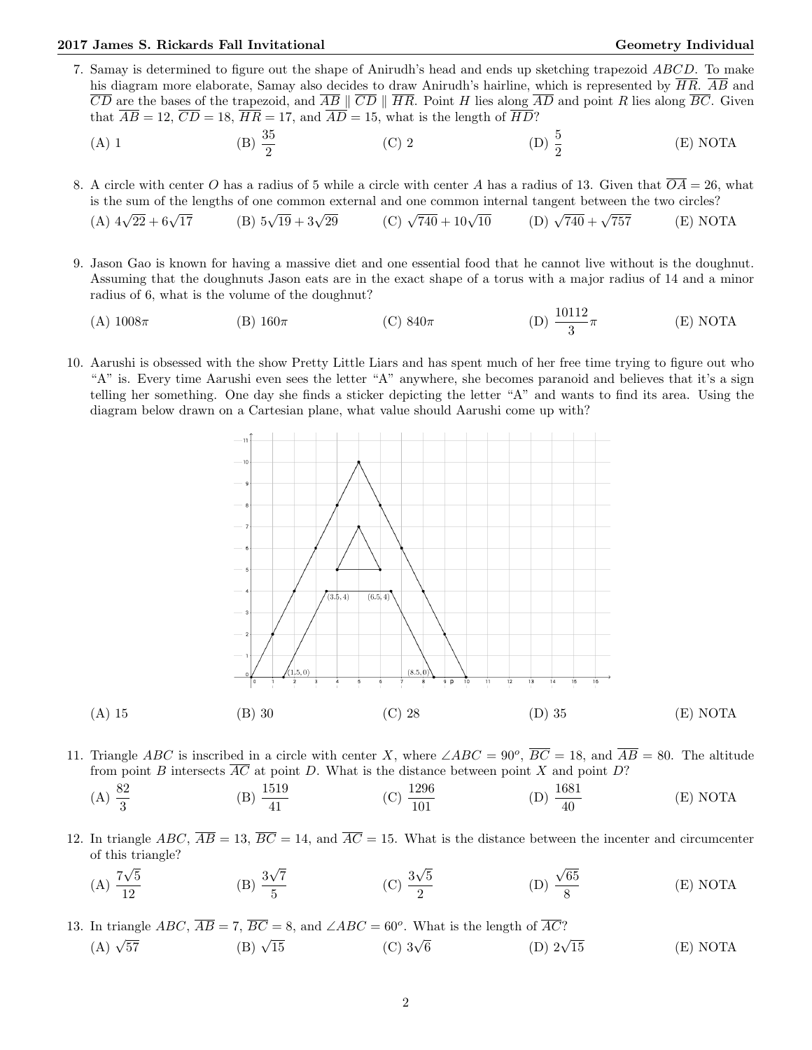7. Samay is determined to figure out the shape of Anirudh's head and ends up sketching trapezoid $ABCD$. To make his diagram more elaborate, Samay also decides to draw Anirudh's hairline, which is represented by $\overline{HR}$. $\overline{AB}$ and $\overline{CD}$ are the bases of the trapezoid, and $\overline{AB} \parallel \overline{CD} \parallel \overline{HR}$. Point $H$ lies along $\overline{AD}$ and point $R$ lies along $\overline{BC}$. Given that $\overline{AB} = 12$, $\overline{CD} = 18$, $\overline{HR} = 17$, and $\overline{AD} = 15$, what is the length of $\overline{HD}$?

   (A) 1 (B) $\dfrac{35}{2}$ (C) 2 (D) $\dfrac{5}{2}$ (E) NOTA

8. A circle with center $O$ has a radius of 5 while a circle with center $A$ has a radius of 13. Given that $\overline{OA} = 26$, what is the sum of the lengths of one common external and one common internal tangent between the two circles?

   (A) $4\sqrt{22} + 6\sqrt{17}$ (B) $5\sqrt{19} + 3\sqrt{29}$ (C) $\sqrt{740} + 10\sqrt{10}$ (D) $\sqrt{740} + \sqrt{757}$ (E) NOTA

9. Jason Gao is known for having a massive diet and one essential food that he cannot live without is the doughnut. Assuming that the doughnuts Jason eats are in the exact shape of a torus with a major radius of 14 and a minor radius of 6, what is the volume of the doughnut?

   (A) $1008\pi$ (B) $160\pi$ (C) $840\pi$ (D) $\dfrac{10112}{3}\pi$ (E) NOTA

10. Aarushi is obsessed with the show Pretty Little Liars and has spent much of her free time trying to figure out who "A" is. Every time Aarushi even sees the letter "A" anywhere, she becomes paranoid and believes that it's a sign telling her something. One day she finds a sticker depicting the letter "A" and wants to find its area. Using the diagram below drawn on a Cartesian plane, what value should Aarushi come up with?

    (A) 15 (B) 30 (C) 28 (D) 35 (E) NOTA

11. Triangle $ABC$ is inscribed in a circle with center $X$, where $\angle ABC = 90^o$, $\overline{BC} = 18$, and $\overline{AB} = 80$. The altitude from point $B$ intersects $\overline{AC}$ at point $D$. What is the distance between point $X$ and point $D$?

    (A) $\dfrac{82}{3}$ (B) $\dfrac{1519}{41}$ (C) $\dfrac{1296}{101}$ (D) $\dfrac{1681}{40}$ (E) NOTA

12. In triangle $ABC$, $\overline{AB} = 13$, $\overline{BC} = 14$, and $\overline{AC} = 15$. What is the distance between the incenter and circumcenter of this triangle?

    (A) $\dfrac{7\sqrt{5}}{12}$ (B) $\dfrac{3\sqrt{7}}{5}$ (C) $\dfrac{3\sqrt{5}}{2}$ (D) $\dfrac{\sqrt{65}}{8}$ (E) NOTA

13. In triangle $ABC$, $\overline{AB} = 7$, $\overline{BC} = 8$, and $\angle ABC = 60^o$. What is the length of $\overline{AC}$?

    (A) $\sqrt{57}$ (B) $\sqrt{15}$ (C) $3\sqrt{6}$ (D) $2\sqrt{15}$ (E) NOTA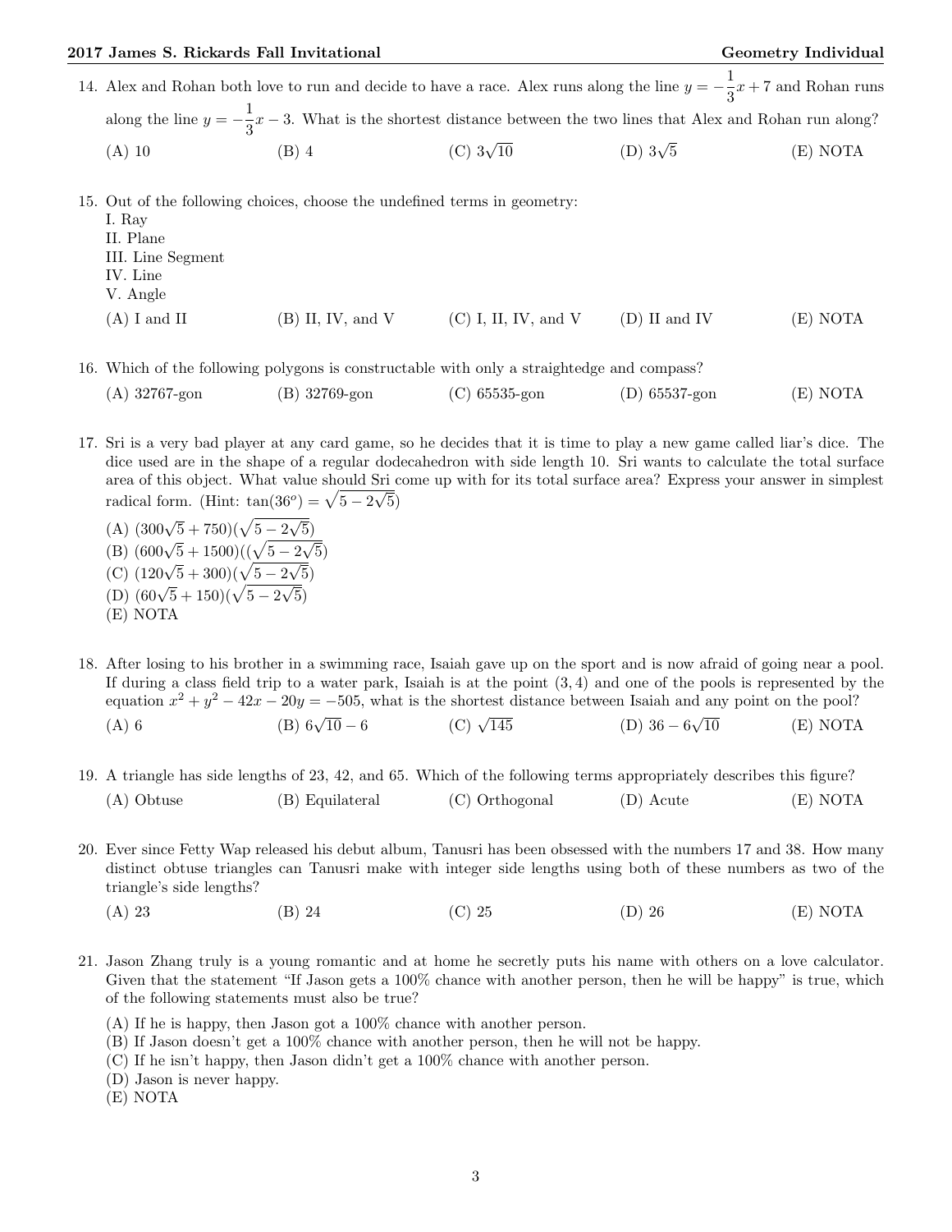14. Alex and Rohan both love to run and decide to have a race. Alex runs along the line $y = -\frac{1}{3}x + 7$ and Rohan runs along the line $y = -\frac{1}{3}x - 3$. What is the shortest distance between the two lines that Alex and Rohan run along?

(A) 10 (B) 4 (C) $3\sqrt{10}$ (D) $3\sqrt{5}$ (E) NOTA

15. Out of the following choices, choose the undefined terms in geometry:
I. Ray
II. Plane
III. Line Segment
IV. Line
V. Angle

(A) I and II (B) II, IV, and V (C) I, II, IV, and V (D) II and IV (E) NOTA

16. Which of the following polygons is constructable with only a straightedge and compass?

(A) 32767-gon (B) 32769-gon (C) 65535-gon (D) 65537-gon (E) NOTA

17. Sri is a very bad player at any card game, so he decides that it is time to play a new game called liar's dice. The dice used are in the shape of a regular dodecahedron with side length 10. Sri wants to calculate the total surface area of this object. What value should Sri come up with for its total surface area? Express your answer in simplest radical form. (Hint: $\tan(36^o) = \sqrt{5 - 2\sqrt{5}}$)

(A) $(300\sqrt{5} + 750)(\sqrt{5 - 2\sqrt{5}})$
(B) $(600\sqrt{5} + 1500)((\sqrt{5 - 2\sqrt{5}})$
(C) $(120\sqrt{5} + 300)(\sqrt{5 - 2\sqrt{5}})$
(D) $(60\sqrt{5} + 150)(\sqrt{5 - 2\sqrt{5}})$
(E) NOTA

18. After losing to his brother in a swimming race, Isaiah gave up on the sport and is now afraid of going near a pool. If during a class field trip to a water park, Isaiah is at the point $(3, 4)$ and one of the pools is represented by the equation $x^2 + y^2 - 42x - 20y = -505$, what is the shortest distance between Isaiah and any point on the pool?

(A) 6 (B) $6\sqrt{10} - 6$ (C) $\sqrt{145}$ (D) $36 - 6\sqrt{10}$ (E) NOTA

19. A triangle has side lengths of 23, 42, and 65. Which of the following terms appropriately describes this figure?

(A) Obtuse (B) Equilateral (C) Orthogonal (D) Acute (E) NOTA

20. Ever since Fetty Wap released his debut album, Tanusri has been obsessed with the numbers 17 and 38. How many distinct obtuse triangles can Tanusri make with integer side lengths using both of these numbers as two of the triangle's side lengths?

(A) 23 (B) 24 (C) 25 (D) 26 (E) NOTA

21. Jason Zhang truly is a young romantic and at home he secretly puts his name with others on a love calculator. Given that the statement "If Jason gets a 100% chance with another person, then he will be happy" is true, which of the following statements must also be true?

(A) If he is happy, then Jason got a 100% chance with another person.
(B) If Jason doesn't get a 100% chance with another person, then he will not be happy.
(C) If he isn't happy, then Jason didn't get a 100% chance with another person.
(D) Jason is never happy.
(E) NOTA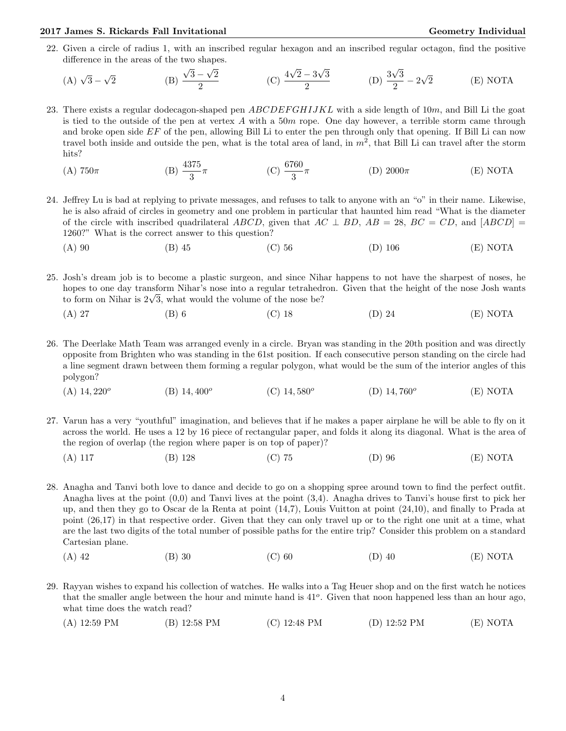22. Given a circle of radius 1, with an inscribed regular hexagon and an inscribed regular octagon, find the positive difference in the areas of the two shapes.

(A) $\sqrt{3}-\sqrt{2}$ (B) $\frac{\sqrt{3}-\sqrt{2}}{2}$ (C) $\frac{4\sqrt{2}-3\sqrt{3}}{2}$ (D) $\frac{3\sqrt{3}}{2}-2\sqrt{2}$ (E) NOTA

23. There exists a regular dodecagon-shaped pen $ABCDEFGHIJKL$ with a side length of $10m$, and Bill Li the goat is tied to the outside of the pen at vertex $A$ with a $50m$ rope. One day however, a terrible storm came through and broke open side $EF$ of the pen, allowing Bill Li to enter the pen through only that opening. If Bill Li can now travel both inside and outside the pen, what is the total area of land, in $m^2$, that Bill Li can travel after the storm hits?

(A) $750\pi$ (B) $\frac{4375}{3}\pi$ (C) $\frac{6760}{3}\pi$ (D) $2000\pi$ (E) NOTA

24. Jeffrey Lu is bad at replying to private messages, and refuses to talk to anyone with an "o" in their name. Likewise, he is also afraid of circles in geometry and one problem in particular that haunted him read "What is the diameter of the circle with inscribed quadrilateral $ABCD$, given that $AC \perp BD$, $AB = 28$, $BC = CD$, and $[ABCD] = 1260$?" What is the correct answer to this question?

(A) 90 (B) 45 (C) 56 (D) 106 (E) NOTA

25. Josh's dream job is to become a plastic surgeon, and since Nihar happens to not have the sharpest of noses, he hopes to one day transform Nihar's nose into a regular tetrahedron. Given that the height of the nose Josh wants to form on Nihar is $2\sqrt{3}$, what would the volume of the nose be?

(A) 27 (B) 6 (C) 18 (D) 24 (E) NOTA

26. The Deerlake Math Team was arranged evenly in a circle. Bryan was standing in the 20th position and was directly opposite from Brighten who was standing in the 61st position. If each consecutive person standing on the circle had a line segment drawn between them forming a regular polygon, what would be the sum of the interior angles of this polygon?

(A) $14,220^o$ (B) $14,400^o$ (C) $14,580^o$ (D) $14,760^o$ (E) NOTA

27. Varun has a very "youthful" imagination, and believes that if he makes a paper airplane he will be able to fly on it across the world. He uses a 12 by 16 piece of rectangular paper, and folds it along its diagonal. What is the area of the region of overlap (the region where paper is on top of paper)?

(A) 117 (B) 128 (C) 75 (D) 96 (E) NOTA

28. Anagha and Tanvi both love to dance and decide to go on a shopping spree around town to find the perfect outfit. Anagha lives at the point (0,0) and Tanvi lives at the point (3,4). Anagha drives to Tanvi's house first to pick her up, and then they go to Oscar de la Renta at point (14,7), Louis Vuitton at point (24,10), and finally to Prada at point (26,17) in that respective order. Given that they can only travel up or to the right one unit at a time, what are the last two digits of the total number of possible paths for the entire trip? Consider this problem on a standard Cartesian plane.

(A) 42 (B) 30 (C) 60 (D) 40 (E) NOTA

29. Rayyan wishes to expand his collection of watches. He walks into a Tag Heuer shop and on the first watch he notices that the smaller angle between the hour and minute hand is $41^o$. Given that noon happened less than an hour ago, what time does the watch read?

(A) 12:59 PM (B) 12:58 PM (C) 12:48 PM (D) 12:52 PM (E) NOTA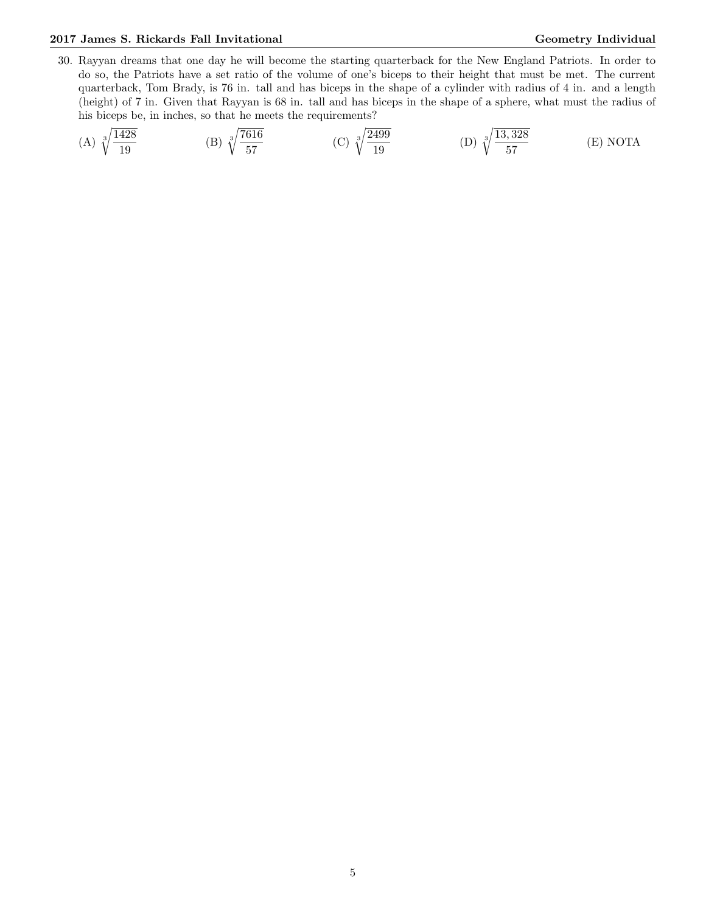30. Rayyan dreams that one day he will become the starting quarterback for the New England Patriots. In order to do so, the Patriots have a set ratio of the volume of one's biceps to their height that must be met. The current quarterback, Tom Brady, is 76 in. tall and has biceps in the shape of a cylinder with radius of 4 in. and a length (height) of 7 in. Given that Rayyan is 68 in. tall and has biceps in the shape of a sphere, what must the radius of his biceps be, in inches, so that he meets the requirements?

(A) $\sqrt[3]{\dfrac{1428}{19}}$ (B) $\sqrt[3]{\dfrac{7616}{57}}$ (C) $\sqrt[3]{\dfrac{2499}{19}}$ (D) $\sqrt[3]{\dfrac{13,328}{57}}$ (E) NOTA